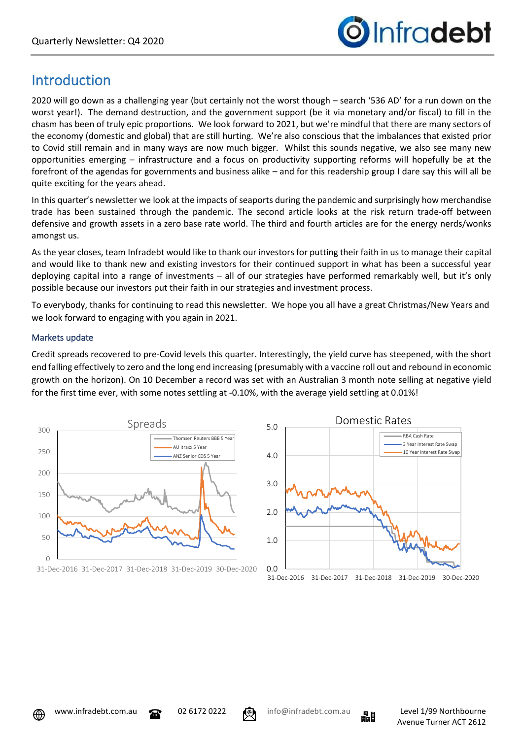# Introduction

2020 will go down as a challenging year (but certainly not the worst though – search '536 AD' for a run down on the worst year!). The demand destruction, and the government support (be it via monetary and/or fiscal) to fill in the chasm has been of truly epic proportions. We look forward to 2021, but we're mindful that there are many sectors of the economy (domestic and global) that are still hurting. We're also conscious that the imbalances that existed prior to Covid still remain and in many ways are now much bigger. Whilst this sounds negative, we also see many new opportunities emerging – infrastructure and a focus on productivity supporting reforms will hopefully be at the forefront of the agendas for governments and business alike – and for this readership group I dare say this will all be quite exciting for the years ahead.

In this quarter's newsletter we look at the impacts of seaports during the pandemic and surprisingly how merchandise trade has been sustained through the pandemic. The second article looks at the risk return trade-off between defensive and growth assets in a zero base rate world. The third and fourth articles are for the energy nerds/wonks amongst us.

As the year closes, team Infradebt would like to thank our investors for putting their faith in us to manage their capital and would like to thank new and existing investors for their continued support in what has been a successful year deploying capital into a range of investments – all of our strategies have performed remarkably well, but it's only possible because our investors put their faith in our strategies and investment process.

To everybody, thanks for continuing to read this newsletter. We hope you all have a great Christmas/New Years and we look forward to engaging with you again in 2021.

### Markets update

Credit spreads recovered to pre-Covid levels this quarter. Interestingly, the yield curve has steepened, with the short end falling effectively to zero and the long end increasing (presumably with a vaccine roll out and rebound in economic growth on the horizon). On 10 December a record was set with an Australian 3 month note selling at negative yield for the first time ever, with some notes settling at -0.10%, with the average yield settling at 0.01%!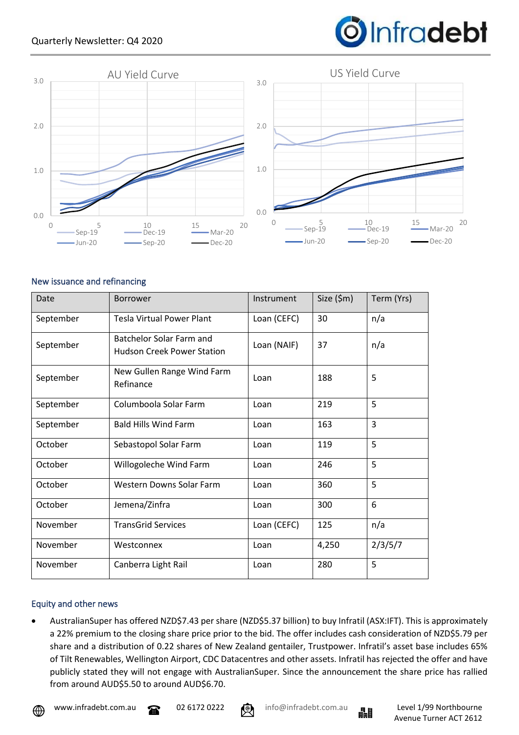## New issuance and refinancing

| Date | Borrower | Instrument | Size ($m) | Term (Yrs) |
|---|---|---|---|---|
| September | Tesla Virtual Power Plant | Loan (CEFC) | 30 | n/a |
| September | Batchelor Solar Farm and Hudson Creek Power Station | Loan (NAIF) | 37 | n/a |
| September | New Gullen Range Wind Farm Refinance | Loan | 188 | 5 |
| September | Columboola Solar Farm | Loan | 219 | 5 |
| September | Bald Hills Wind Farm | Loan | 163 | 3 |
| October | Sebastopol Solar Farm | Loan | 119 | 5 |
| October | Willogoleche Wind Farm | Loan | 246 | 5 |
| October | Western Downs Solar Farm | Loan | 360 | 5 |
| October | Jemena/Zinfra | Loan | 300 | 6 |
| November | TransGrid Services | Loan (CEFC) | 125 | n/a |
| November | Westconnex | Loan | 4,250 | 2/3/5/7 |
| November | Canberra Light Rail | Loan | 280 | 5 |

## Equity and other news

- AustralianSuper has offered NZD$7.43 per share (NZD$5.37 billion) to buy Infratil (ASX:IFT). This is approximately a 22% premium to the closing share price prior to the bid. The offer includes cash consideration of NZD$5.79 per share and a distribution of 0.22 shares of New Zealand gentailer, Trustpower. Infratil's asset base includes 65% of Tilt Renewables, Wellington Airport, CDC Datacentres and other assets. Infratil has rejected the offer and have publicly stated they will not engage with AustralianSuper. Since the announcement the share price has rallied from around AUD$5.50 to around AUD$6.70.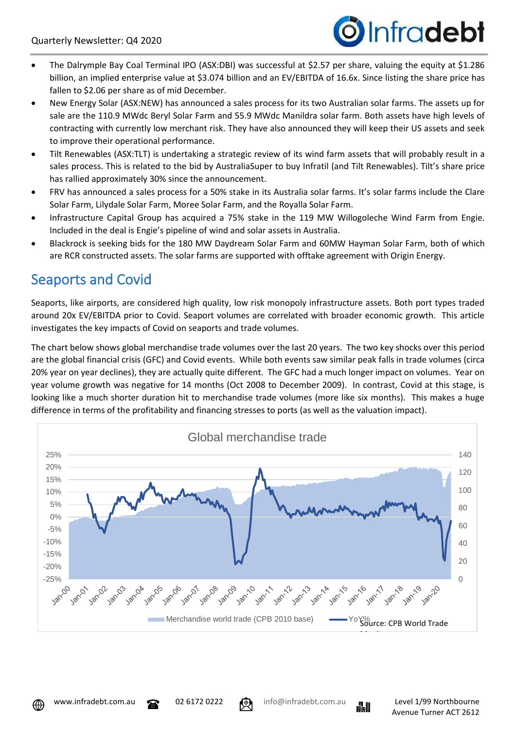- The Dalrymple Bay Coal Terminal IPO (ASX:DBI) was successful at $2.57 per share, valuing the equity at $1.286 billion, an implied enterprise value at $3.074 billion and an EV/EBITDA of 16.6x. Since listing the share price has fallen to $2.06 per share as of mid December.
- New Energy Solar (ASX:NEW) has announced a sales process for its two Australian solar farms. The assets up for sale are the 110.9 MWdc Beryl Solar Farm and 55.9 MWdc Manildra solar farm. Both assets have high levels of contracting with currently low merchant risk. They have also announced they will keep their US assets and seek to improve their operational performance.
- Tilt Renewables (ASX:TLT) is undertaking a strategic review of its wind farm assets that will probably result in a sales process. This is related to the bid by AustraliaSuper to buy Infratil (and Tilt Renewables). Tilt's share price has rallied approximately 30% since the announcement.
- FRV has announced a sales process for a 50% stake in its Australia solar farms. It's solar farms include the Clare Solar Farm, Lilydale Solar Farm, Moree Solar Farm, and the Royalla Solar Farm.
- Infrastructure Capital Group has acquired a 75% stake in the 119 MW Willogoleche Wind Farm from Engie. Included in the deal is Engie's pipeline of wind and solar assets in Australia.
- Blackrock is seeking bids for the 180 MW Daydream Solar Farm and 60MW Hayman Solar Farm, both of which are RCR constructed assets. The solar farms are supported with offtake agreement with Origin Energy.

## Seaports and Covid

Seaports, like airports, are considered high quality, low risk monopoly infrastructure assets. Both port types traded around 20x EV/EBITDA prior to Covid. Seaport volumes are correlated with broader economic growth. This article investigates the key impacts of Covid on seaports and trade volumes.

The chart below shows global merchandise trade volumes over the last 20 years. The two key shocks over this period are the global financial crisis (GFC) and Covid events. While both events saw similar peak falls in trade volumes (circa 20% year on year declines), they are actually quite different. The GFC had a much longer impact on volumes. Year on year volume growth was negative for 14 months (Oct 2008 to December 2009). In contrast, Covid at this stage, is looking like a much shorter duration hit to merchandise trade volumes (more like six months). This makes a huge difference in terms of the profitability and financing stresses to ports (as well as the valuation impact).

Source: CPB World Trade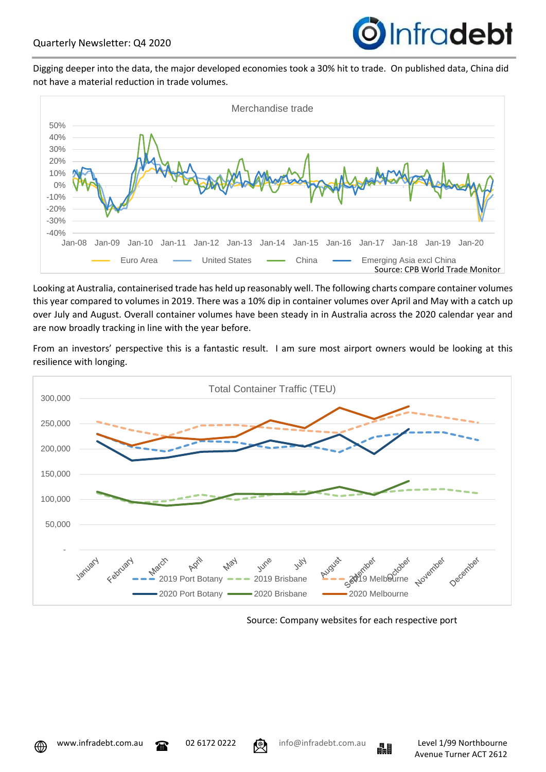Digging deeper into the data, the major developed economies took a 30% hit to trade. On published data, China did not have a material reduction in trade volumes.

Source: CPB World Trade Monitor

Looking at Australia, containerised trade has held up reasonably well. The following charts compare container volumes this year compared to volumes in 2019. There was a 10% dip in container volumes over April and May with a catch up over July and August. Overall container volumes have been steady in in Australia across the 2020 calendar year and are now broadly tracking in line with the year before.

From an investors' perspective this is a fantastic result. I am sure most airport owners would be looking at this resilience with longing.

Source: Company websites for each respective port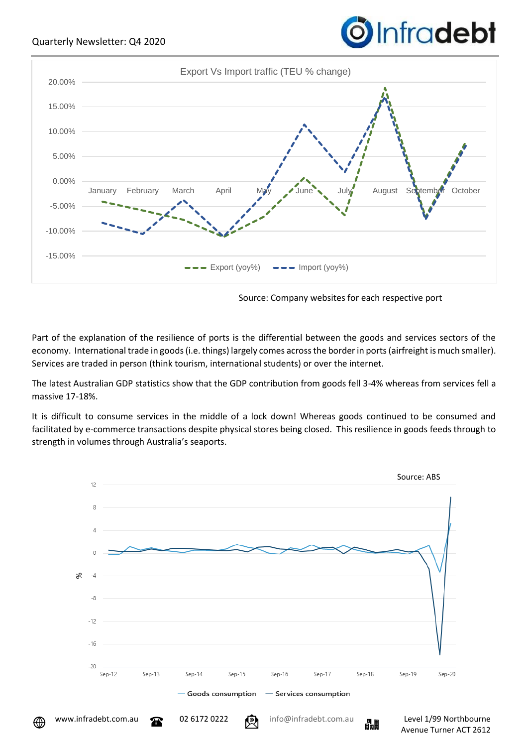Export Vs Import traffic (TEU % change)

Source: Company websites for each respective port

Part of the explanation of the resilience of ports is the differential between the goods and services sectors of the economy. International trade in goods (i.e. things) largely comes across the border in ports (airfreight is much smaller). Services are traded in person (think tourism, international students) or over the internet.

The latest Australian GDP statistics show that the GDP contribution from goods fell 3-4% whereas from services fell a massive 17-18%.

It is difficult to consume services in the middle of a lock down! Whereas goods continued to be consumed and facilitated by e-commerce transactions despite physical stores being closed. This resilience in goods feeds through to strength in volumes through Australia's seaports.

Source: ABS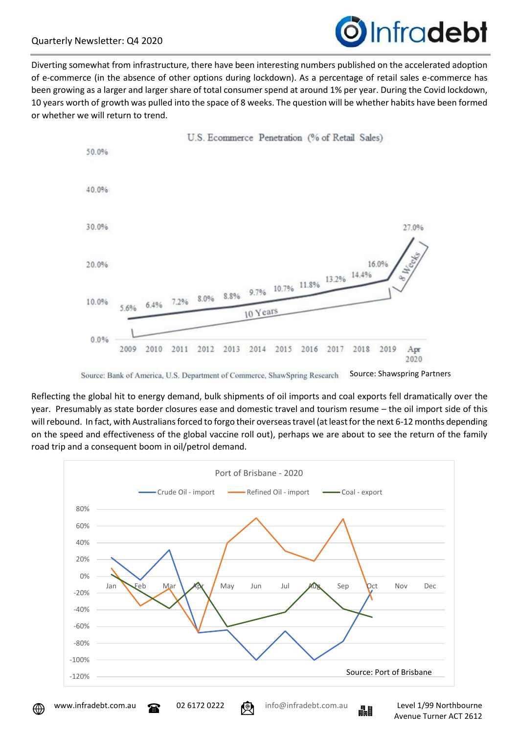Diverting somewhat from infrastructure, there have been interesting numbers published on the accelerated adoption of e-commerce (in the absence of other options during lockdown). As a percentage of retail sales e-commerce has been growing as a larger and larger share of total consumer spend at around 1% per year. During the Covid lockdown, 10 years worth of growth was pulled into the space of 8 weeks. The question will be whether habits have been formed or whether we will return to trend.

U.S. Ecommerce Penetration (% of Retail Sales)

| Year | % of Retail Sales |
|---|---|
| 2009 | 5.6% |
| 2010 | 6.4% |
| 2011 | 7.2% |
| 2012 | 8.0% |
| 2013 | 8.8% |
| 2014 | 9.7% |
| 2015 | 10.7% |
| 2016 | 11.8% |
| 2017 | 13.2% |
| 2018 | 14.4% |
| 2019 | 16.0% |
| Apr 2020 | 27.0% |

10 Years / 8 Weeks

Source: Bank of America, U.S. Department of Commerce, ShawSpring Research

Source: Shawspring Partners

Reflecting the global hit to energy demand, bulk shipments of oil imports and coal exports fell dramatically over the year. Presumably as state border closures ease and domestic travel and tourism resume – the oil import side of this will rebound. In fact, with Australians forced to forgo their overseas travel (at least for the next 6-12 months depending on the speed and effectiveness of the global vaccine roll out), perhaps we are about to see the return of the family road trip and a consequent boom in oil/petrol demand.

Port of Brisbane - 2020

Crude Oil - import | Refined Oil - import | Coal - export

Source: Port of Brisbane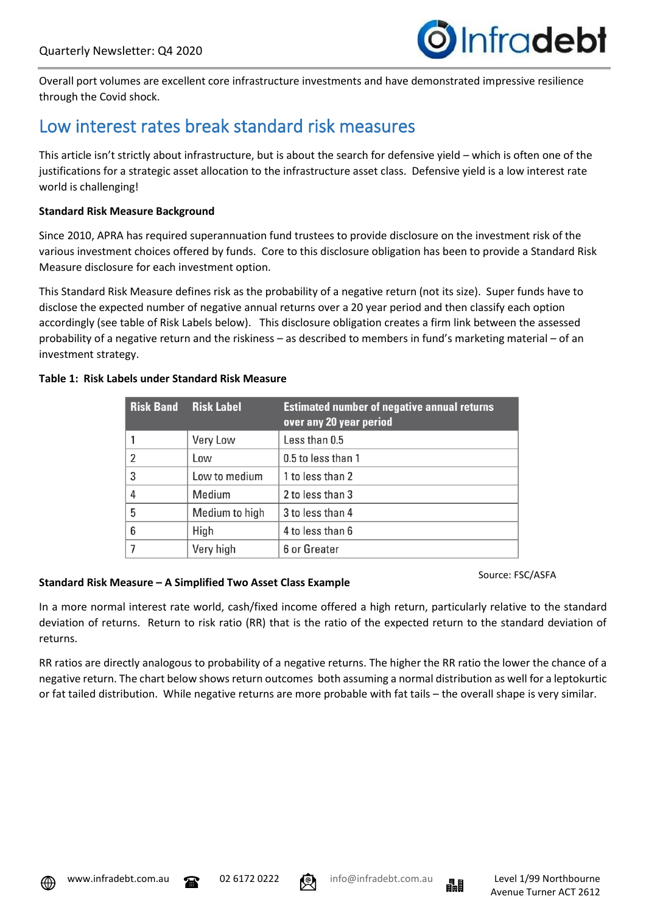Overall port volumes are excellent core infrastructure investments and have demonstrated impressive resilience through the Covid shock.

## Low interest rates break standard risk measures

This article isn't strictly about infrastructure, but is about the search for defensive yield – which is often one of the justifications for a strategic asset allocation to the infrastructure asset class. Defensive yield is a low interest rate world is challenging!

**Standard Risk Measure Background**

Since 2010, APRA has required superannuation fund trustees to provide disclosure on the investment risk of the various investment choices offered by funds. Core to this disclosure obligation has been to provide a Standard Risk Measure disclosure for each investment option.

This Standard Risk Measure defines risk as the probability of a negative return (not its size). Super funds have to disclose the expected number of negative annual returns over a 20 year period and then classify each option accordingly (see table of Risk Labels below). This disclosure obligation creates a firm link between the assessed probability of a negative return and the riskiness – as described to members in fund's marketing material – of an investment strategy.

**Table 1: Risk Labels under Standard Risk Measure**

| Risk Band | Risk Label | Estimated number of negative annual returns over any 20 year period |
|---|---|---|
| 1 | Very Low | Less than 0.5 |
| 2 | Low | 0.5 to less than 1 |
| 3 | Low to medium | 1 to less than 2 |
| 4 | Medium | 2 to less than 3 |
| 5 | Medium to high | 3 to less than 4 |
| 6 | High | 4 to less than 6 |
| 7 | Very high | 6 or Greater |

Source: FSC/ASFA

**Standard Risk Measure – A Simplified Two Asset Class Example**

In a more normal interest rate world, cash/fixed income offered a high return, particularly relative to the standard deviation of returns. Return to risk ratio (RR) that is the ratio of the expected return to the standard deviation of returns.

RR ratios are directly analogous to probability of a negative returns. The higher the RR ratio the lower the chance of a negative return. The chart below shows return outcomes both assuming a normal distribution as well for a leptokurtic or fat tailed distribution. While negative returns are more probable with fat tails – the overall shape is very similar.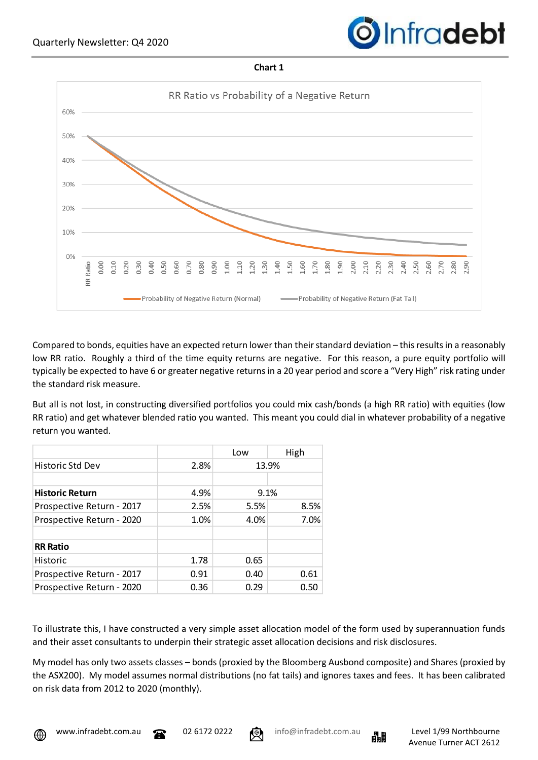**Chart 1**

Compared to bonds, equities have an expected return lower than their standard deviation – this results in a reasonably low RR ratio. Roughly a third of the time equity returns are negative. For this reason, a pure equity portfolio will typically be expected to have 6 or greater negative returns in a 20 year period and score a "Very High" risk rating under the standard risk measure.

But all is not lost, in constructing diversified portfolios you could mix cash/bonds (a high RR ratio) with equities (low RR ratio) and get whatever blended ratio you wanted. This meant you could dial in whatever probability of a negative return you wanted.

| | | Low | High |
|---|---|---|---|
| Historic Std Dev | 2.8% | 13.9% | |
| | | | |
| **Historic Return** | 4.9% | 9.1% | |
| Prospective Return - 2017 | 2.5% | 5.5% | 8.5% |
| Prospective Return - 2020 | 1.0% | 4.0% | 7.0% |
| | | | |
| **RR Ratio** | | | |
| Historic | 1.78 | 0.65 | |
| Prospective Return - 2017 | 0.91 | 0.40 | 0.61 |
| Prospective Return - 2020 | 0.36 | 0.29 | 0.50 |

To illustrate this, I have constructed a very simple asset allocation model of the form used by superannuation funds and their asset consultants to underpin their strategic asset allocation decisions and risk disclosures.

My model has only two assets classes – bonds (proxied by the Bloomberg Ausbond composite) and Shares (proxied by the ASX200). My model assumes normal distributions (no fat tails) and ignores taxes and fees. It has been calibrated on risk data from 2012 to 2020 (monthly).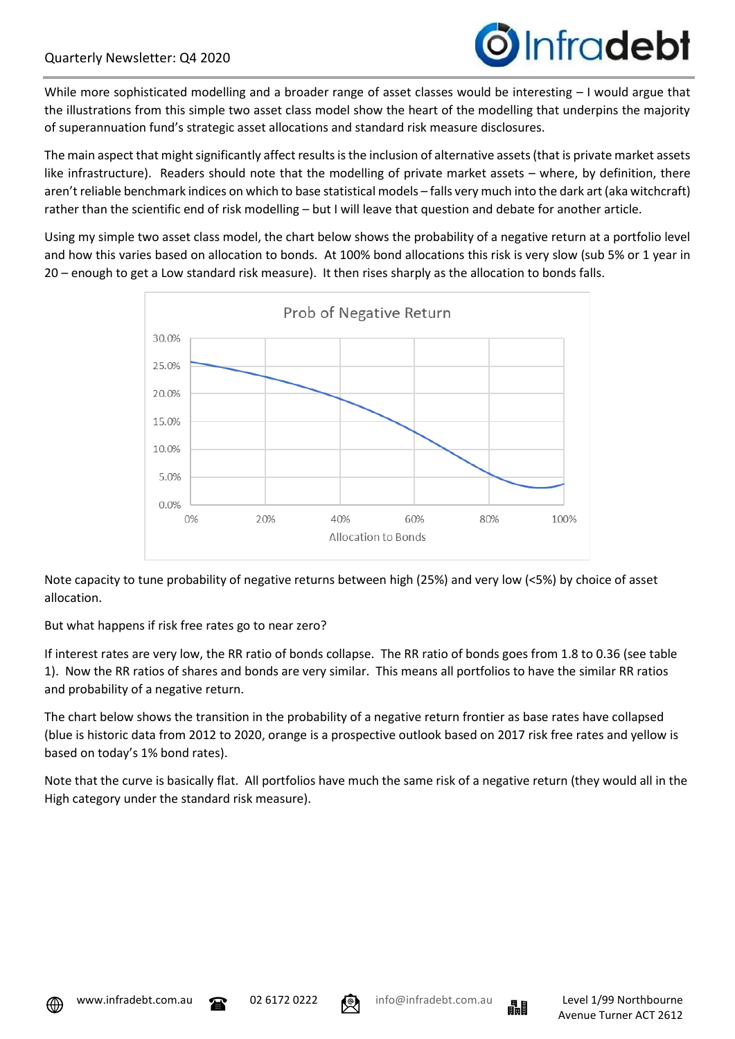While more sophisticated modelling and a broader range of asset classes would be interesting – I would argue that the illustrations from this simple two asset class model show the heart of the modelling that underpins the majority of superannuation fund's strategic asset allocations and standard risk measure disclosures.

The main aspect that might significantly affect results is the inclusion of alternative assets (that is private market assets like infrastructure). Readers should note that the modelling of private market assets – where, by definition, there aren't reliable benchmark indices on which to base statistical models – falls very much into the dark art (aka witchcraft) rather than the scientific end of risk modelling – but I will leave that question and debate for another article.

Using my simple two asset class model, the chart below shows the probability of a negative return at a portfolio level and how this varies based on allocation to bonds. At 100% bond allocations this risk is very slow (sub 5% or 1 year in 20 – enough to get a Low standard risk measure). It then rises sharply as the allocation to bonds falls.

Note capacity to tune probability of negative returns between high (25%) and very low (<5%) by choice of asset allocation.

But what happens if risk free rates go to near zero?

If interest rates are very low, the RR ratio of bonds collapse. The RR ratio of bonds goes from 1.8 to 0.36 (see table 1). Now the RR ratios of shares and bonds are very similar. This means all portfolios to have the similar RR ratios and probability of a negative return.

The chart below shows the transition in the probability of a negative return frontier as base rates have collapsed (blue is historic data from 2012 to 2020, orange is a prospective outlook based on 2017 risk free rates and yellow is based on today's 1% bond rates).

Note that the curve is basically flat. All portfolios have much the same risk of a negative return (they would all in the High category under the standard risk measure).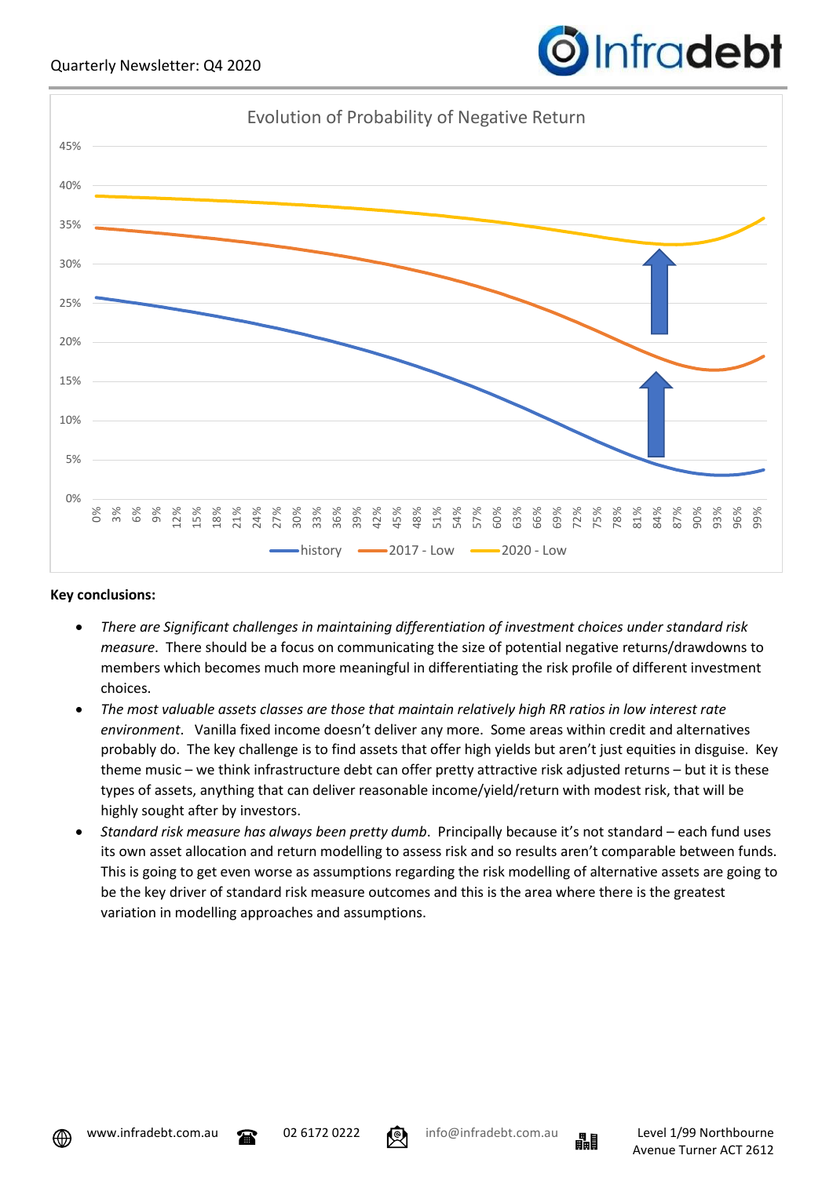Evolution of Probability of Negative Return

**Key conclusions:**

- *There are Significant challenges in maintaining differentiation of investment choices under standard risk measure*. There should be a focus on communicating the size of potential negative returns/drawdowns to members which becomes much more meaningful in differentiating the risk profile of different investment choices.
- *The most valuable assets classes are those that maintain relatively high RR ratios in low interest rate environment*. Vanilla fixed income doesn't deliver any more. Some areas within credit and alternatives probably do. The key challenge is to find assets that offer high yields but aren't just equities in disguise. Key theme music – we think infrastructure debt can offer pretty attractive risk adjusted returns – but it is these types of assets, anything that can deliver reasonable income/yield/return with modest risk, that will be highly sought after by investors.
- *Standard risk measure has always been pretty dumb*. Principally because it's not standard – each fund uses its own asset allocation and return modelling to assess risk and so results aren't comparable between funds. This is going to get even worse as assumptions regarding the risk modelling of alternative assets are going to be the key driver of standard risk measure outcomes and this is the area where there is the greatest variation in modelling approaches and assumptions.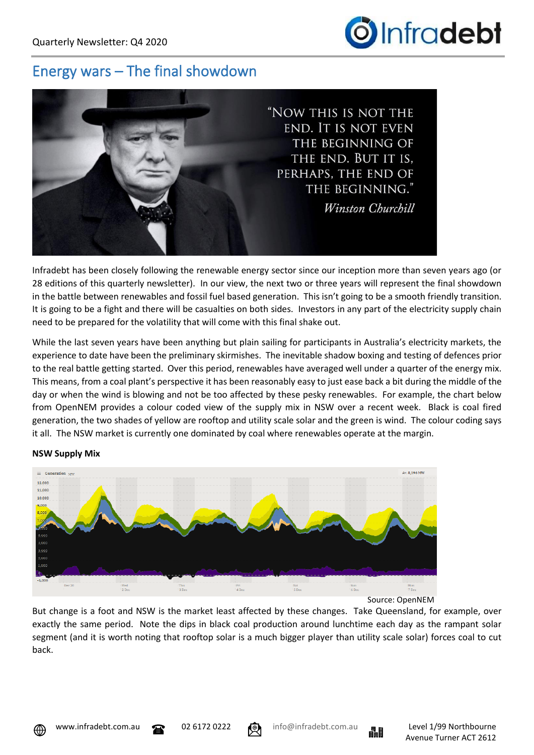## Energy wars – The final showdown

"Now this is not the end. It is not even the beginning of the end. But it is, perhaps, the end of the beginning."

*Winston Churchill*

Infradebt has been closely following the renewable energy sector since our inception more than seven years ago (or 28 editions of this quarterly newsletter). In our view, the next two or three years will represent the final showdown in the battle between renewables and fossil fuel based generation. This isn't going to be a smooth friendly transition. It is going to be a fight and there will be casualties on both sides. Investors in any part of the electricity supply chain need to be prepared for the volatility that will come with this final shake out.

While the last seven years have been anything but plain sailing for participants in Australia's electricity markets, the experience to date have been the preliminary skirmishes. The inevitable shadow boxing and testing of defences prior to the real battle getting started. Over this period, renewables have averaged well under a quarter of the energy mix. This means, from a coal plant's perspective it has been reasonably easy to just ease back a bit during the middle of the day or when the wind is blowing and not be too affected by these pesky renewables. For example, the chart below from OpenNEM provides a colour coded view of the supply mix in NSW over a recent week. Black is coal fired generation, the two shades of yellow are rooftop and utility scale solar and the green is wind. The colour coding says it all. The NSW market is currently one dominated by coal where renewables operate at the margin.

**NSW Supply Mix**

Source: OpenNEM

But change is a foot and NSW is the market least affected by these changes. Take Queensland, for example, over exactly the same period. Note the dips in black coal production around lunchtime each day as the rampant solar segment (and it is worth noting that rooftop solar is a much bigger player than utility scale solar) forces coal to cut back.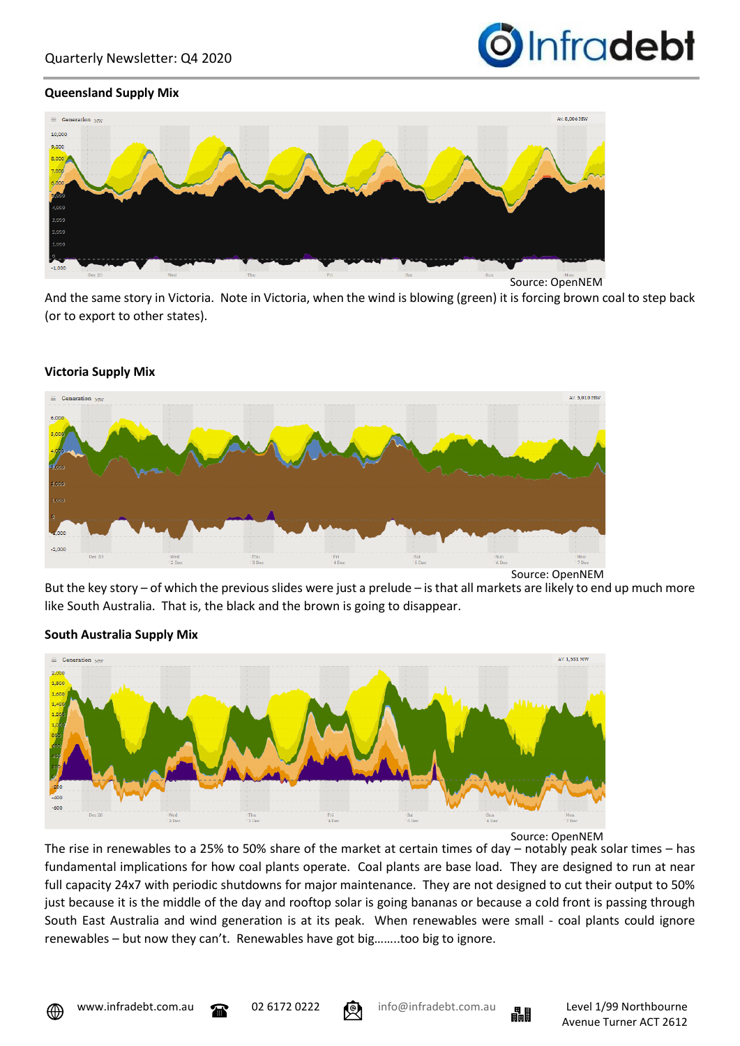**Queensland Supply Mix**

Source: OpenNEM

And the same story in Victoria. Note in Victoria, when the wind is blowing (green) it is forcing brown coal to step back (or to export to other states).

**Victoria Supply Mix**

Source: OpenNEM

But the key story – of which the previous slides were just a prelude – is that all markets are likely to end up much more like South Australia. That is, the black and the brown is going to disappear.

**South Australia Supply Mix**

Source: OpenNEM

The rise in renewables to a 25% to 50% share of the market at certain times of day – notably peak solar times – has fundamental implications for how coal plants operate. Coal plants are base load. They are designed to run at near full capacity 24x7 with periodic shutdowns for major maintenance. They are not designed to cut their output to 50% just because it is the middle of the day and rooftop solar is going bananas or because a cold front is passing through South East Australia and wind generation is at its peak. When renewables were small - coal plants could ignore renewables – but now they can't. Renewables have got big........too big to ignore.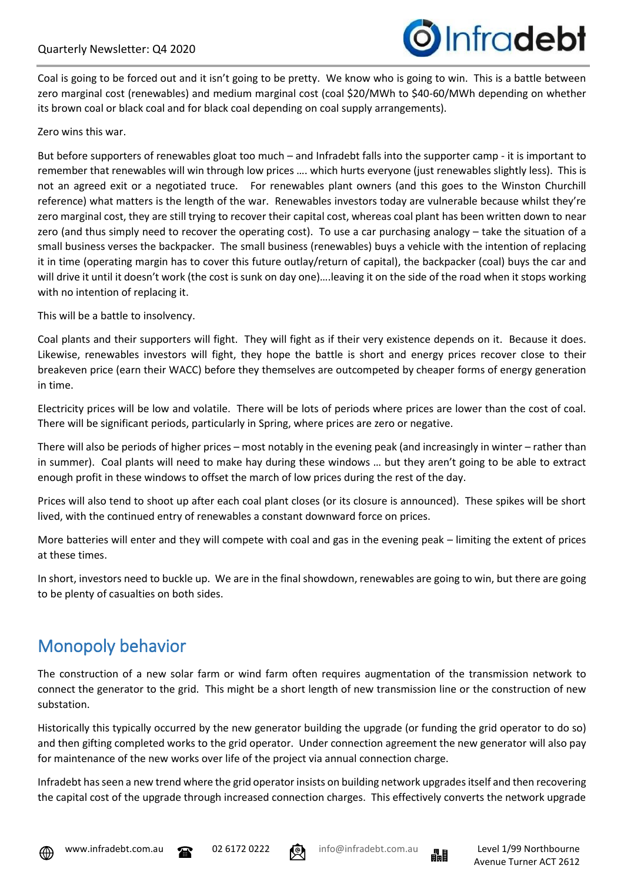Coal is going to be forced out and it isn't going to be pretty. We know who is going to win. This is a battle between zero marginal cost (renewables) and medium marginal cost (coal $20/MWh to $40-60/MWh depending on whether its brown coal or black coal and for black coal depending on coal supply arrangements).

Zero wins this war.

But before supporters of renewables gloat too much – and Infradebt falls into the supporter camp - it is important to remember that renewables will win through low prices …. which hurts everyone (just renewables slightly less). This is not an agreed exit or a negotiated truce. For renewables plant owners (and this goes to the Winston Churchill reference) what matters is the length of the war. Renewables investors today are vulnerable because whilst they're zero marginal cost, they are still trying to recover their capital cost, whereas coal plant has been written down to near zero (and thus simply need to recover the operating cost). To use a car purchasing analogy – take the situation of a small business verses the backpacker. The small business (renewables) buys a vehicle with the intention of replacing it in time (operating margin has to cover this future outlay/return of capital), the backpacker (coal) buys the car and will drive it until it doesn't work (the cost is sunk on day one)….leaving it on the side of the road when it stops working with no intention of replacing it.

This will be a battle to insolvency.

Coal plants and their supporters will fight. They will fight as if their very existence depends on it. Because it does. Likewise, renewables investors will fight, they hope the battle is short and energy prices recover close to their breakeven price (earn their WACC) before they themselves are outcompeted by cheaper forms of energy generation in time.

Electricity prices will be low and volatile. There will be lots of periods where prices are lower than the cost of coal. There will be significant periods, particularly in Spring, where prices are zero or negative.

There will also be periods of higher prices – most notably in the evening peak (and increasingly in winter – rather than in summer). Coal plants will need to make hay during these windows … but they aren't going to be able to extract enough profit in these windows to offset the march of low prices during the rest of the day.

Prices will also tend to shoot up after each coal plant closes (or its closure is announced). These spikes will be short lived, with the continued entry of renewables a constant downward force on prices.

More batteries will enter and they will compete with coal and gas in the evening peak – limiting the extent of prices at these times.

In short, investors need to buckle up. We are in the final showdown, renewables are going to win, but there are going to be plenty of casualties on both sides.

## Monopoly behavior

The construction of a new solar farm or wind farm often requires augmentation of the transmission network to connect the generator to the grid. This might be a short length of new transmission line or the construction of new substation.

Historically this typically occurred by the new generator building the upgrade (or funding the grid operator to do so) and then gifting completed works to the grid operator. Under connection agreement the new generator will also pay for maintenance of the new works over life of the project via annual connection charge.

Infradebt has seen a new trend where the grid operator insists on building network upgrades itself and then recovering the capital cost of the upgrade through increased connection charges. This effectively converts the network upgrade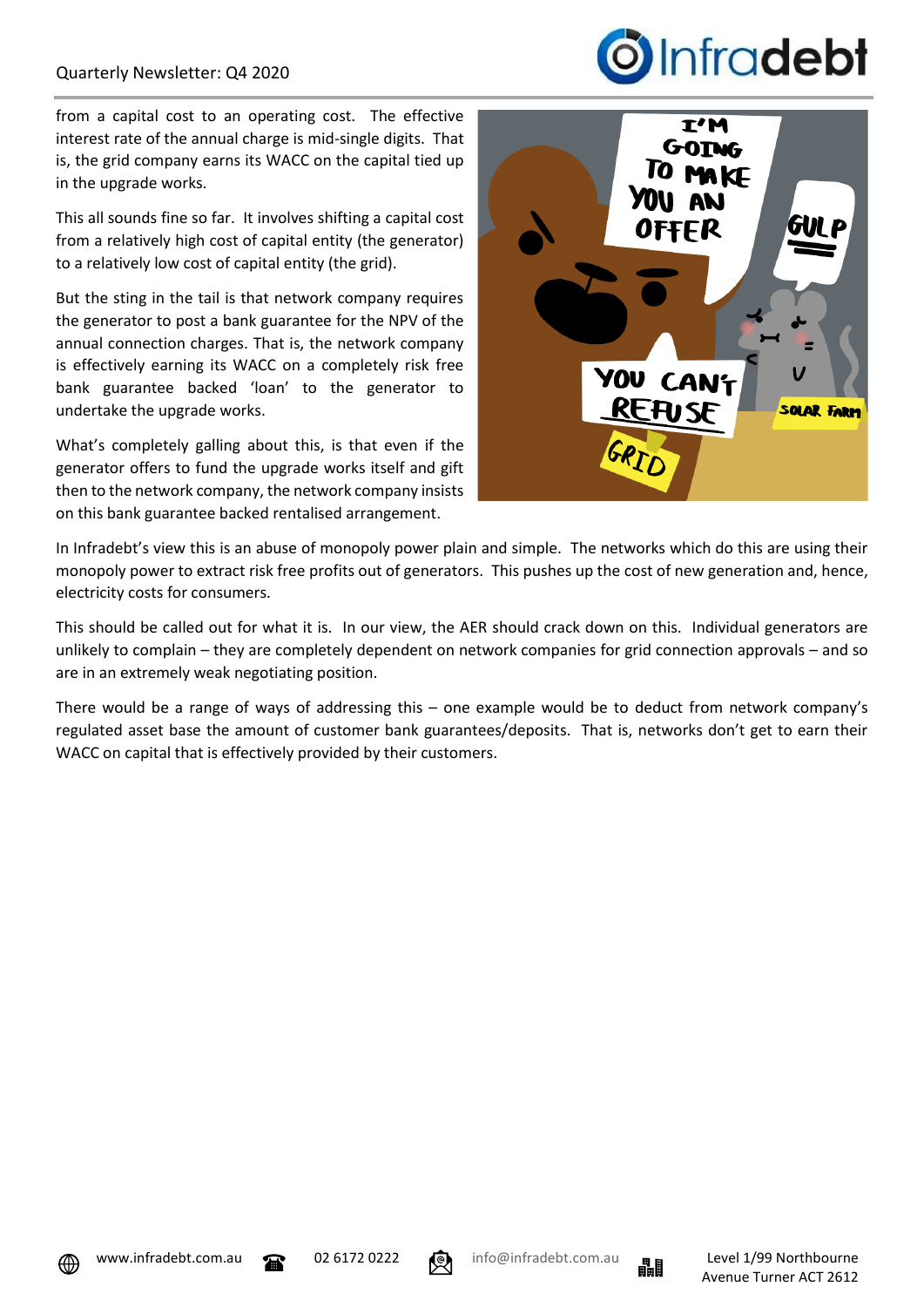from a capital cost to an operating cost. The effective interest rate of the annual charge is mid-single digits. That is, the grid company earns its WACC on the capital tied up in the upgrade works.

This all sounds fine so far. It involves shifting a capital cost from a relatively high cost of capital entity (the generator) to a relatively low cost of capital entity (the grid).

But the sting in the tail is that network company requires the generator to post a bank guarantee for the NPV of the annual connection charges. That is, the network company is effectively earning its WACC on a completely risk free bank guarantee backed 'loan' to the generator to undertake the upgrade works.

What's completely galling about this, is that even if the generator offers to fund the upgrade works itself and gift then to the network company, the network company insists on this bank guarantee backed rentalised arrangement.

In Infradebt's view this is an abuse of monopoly power plain and simple. The networks which do this are using their monopoly power to extract risk free profits out of generators. This pushes up the cost of new generation and, hence, electricity costs for consumers.

This should be called out for what it is. In our view, the AER should crack down on this. Individual generators are unlikely to complain – they are completely dependent on network companies for grid connection approvals – and so are in an extremely weak negotiating position.

There would be a range of ways of addressing this – one example would be to deduct from network company's regulated asset base the amount of customer bank guarantees/deposits. That is, networks don't get to earn their WACC on capital that is effectively provided by their customers.